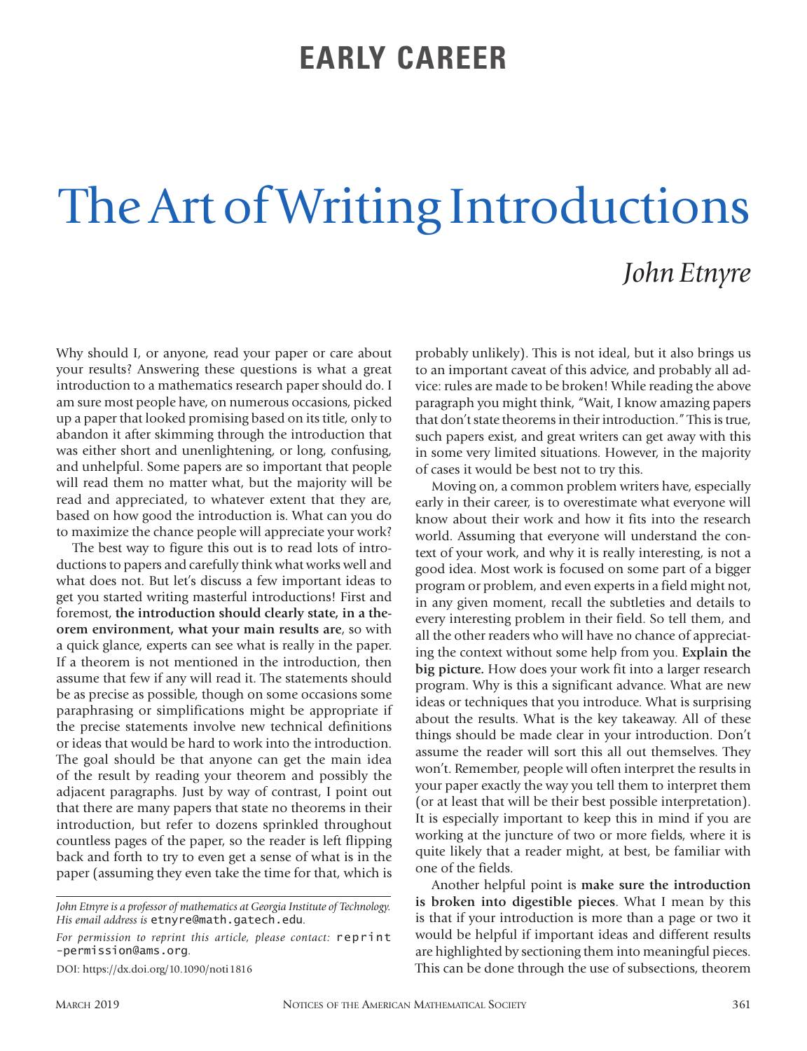EARLY CAREER

# The Art of Writing Introductions

## *John Etnyre*

Why should I, or anyone, read your paper or care about your results? Answering these questions is what a great introduction to a mathematics research paper should do. I am sure most people have, on numerous occasions, picked up a paper that looked promising based on its title, only to abandon it after skimming through the introduction that was either short and unenlightening, or long, confusing, and unhelpful. Some papers are so important that people will read them no matter what, but the majority will be read and appreciated, to whatever extent that they are, based on how good the introduction is. What can you do to maximize the chance people will appreciate your work?

The best way to figure this out is to read lots of introductions to papers and carefully think what works well and what does not. But let's discuss a few important ideas to get you started writing masterful introductions! First and foremost, **the introduction should clearly state, in a theorem environment, what your main results are**, so with a quick glance, experts can see what is really in the paper. If a theorem is not mentioned in the introduction, then assume that few if any will read it. The statements should be as precise as possible, though on some occasions some paraphrasing or simplifications might be appropriate if the precise statements involve new technical definitions or ideas that would be hard to work into the introduction. The goal should be that anyone can get the main idea of the result by reading your theorem and possibly the adjacent paragraphs. Just by way of contrast, I point out that there are many papers that state no theorems in their introduction, but refer to dozens sprinkled throughout countless pages of the paper, so the reader is left flipping back and forth to try to even get a sense of what is in the paper (assuming they even take the time for that, which is probably unlikely). This is not ideal, but it also brings us to an important caveat of this advice, and probably all advice: rules are made to be broken! While reading the above paragraph you might think, "Wait, I know amazing papers that don't state theorems in their introduction." This is true, such papers exist, and great writers can get away with this in some very limited situations. However, in the majority of cases it would be best not to try this.

Moving on, a common problem writers have, especially early in their career, is to overestimate what everyone will know about their work and how it fits into the research world. Assuming that everyone will understand the context of your work, and why it is really interesting, is not a good idea. Most work is focused on some part of a bigger program or problem, and even experts in a field might not, in any given moment, recall the subtleties and details to every interesting problem in their field. So tell them, and all the other readers who will have no chance of appreciating the context without some help from you. **Explain the big picture.** How does your work fit into a larger research program. Why is this a significant advance. What are new ideas or techniques that you introduce. What is surprising about the results. What is the key takeaway. All of these things should be made clear in your introduction. Don't assume the reader will sort this all out themselves. They won't. Remember, people will often interpret the results in your paper exactly the way you tell them to interpret them (or at least that will be their best possible interpretation). It is especially important to keep this in mind if you are working at the juncture of two or more fields, where it is quite likely that a reader might, at best, be familiar with one of the fields.

Another helpful point is **make sure the introduction is broken into digestible pieces**. What I mean by this is that if your introduction is more than a page or two it would be helpful if important ideas and different results are highlighted by sectioning them into meaningful pieces. This can be done through the use of subsections, theorem

---

*John Etnyre is a professor of mathematics at Georgia Institute of Technology. His email address is* etnyre@math.gatech.edu.

*For permission to reprint this article, please contact:* reprint-permission@ams.org.

DOI: https://dx.doi.org/10.1090/noti1816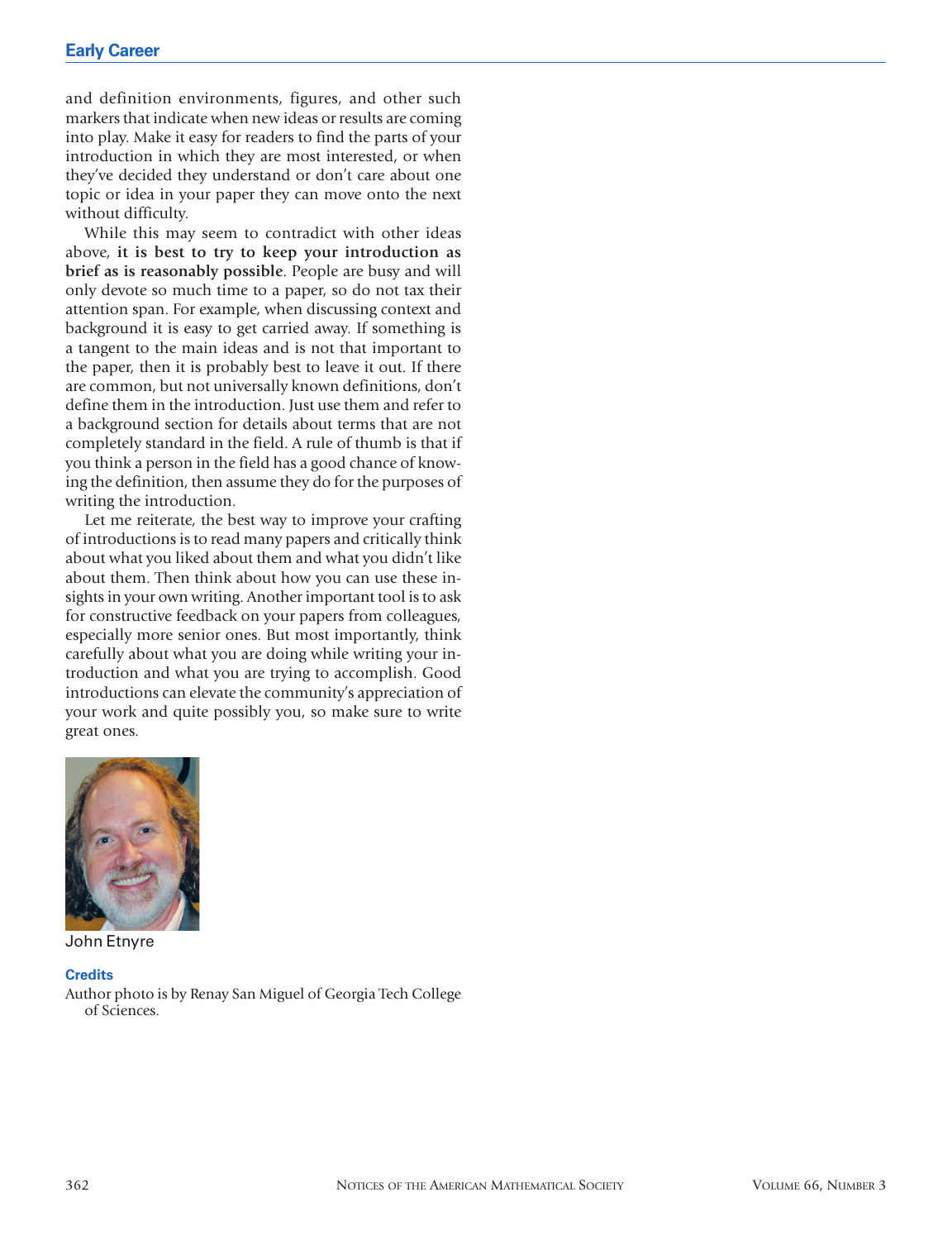and definition environments, figures, and other such markers that indicate when new ideas or results are coming into play. Make it easy for readers to find the parts of your introduction in which they are most interested, or when they've decided they understand or don't care about one topic or idea in your paper they can move onto the next without difficulty.

While this may seem to contradict with other ideas above, **it is best to try to keep your introduction as brief as is reasonably possible**. People are busy and will only devote so much time to a paper, so do not tax their attention span. For example, when discussing context and background it is easy to get carried away. If something is a tangent to the main ideas and is not that important to the paper, then it is probably best to leave it out. If there are common, but not universally known definitions, don't define them in the introduction. Just use them and refer to a background section for details about terms that are not completely standard in the field. A rule of thumb is that if you think a person in the field has a good chance of knowing the definition, then assume they do for the purposes of writing the introduction.

Let me reiterate, the best way to improve your crafting of introductions is to read many papers and critically think about what you liked about them and what you didn't like about them. Then think about how you can use these insights in your own writing. Another important tool is to ask for constructive feedback on your papers from colleagues, especially more senior ones. But most importantly, think carefully about what you are doing while writing your introduction and what you are trying to accomplish. Good introductions can elevate the community's appreciation of your work and quite possibly you, so make sure to write great ones.

John Etnyre

### Credits

Author photo is by Renay San Miguel of Georgia Tech College of Sciences.